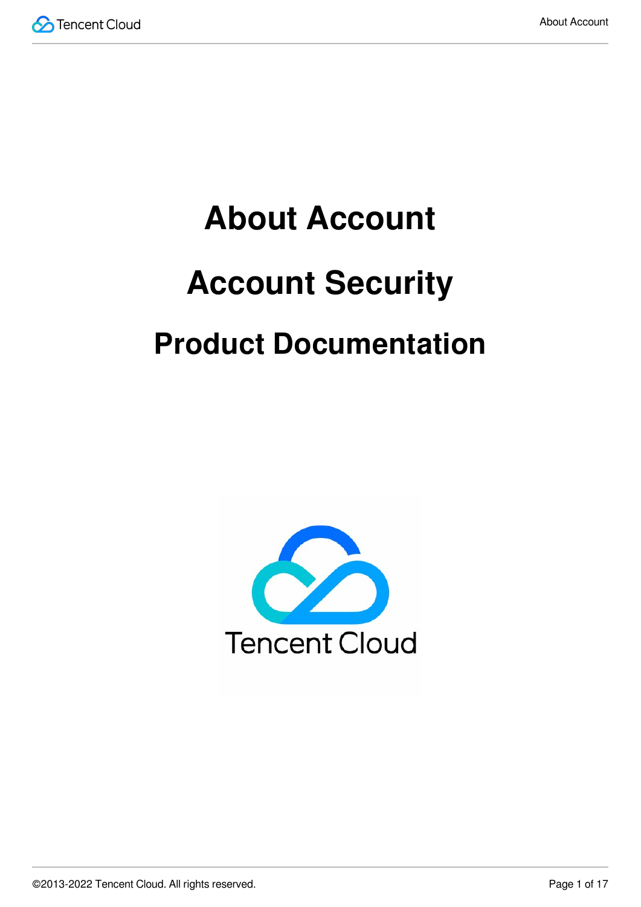# About Account

# Account Security

## Product Documentation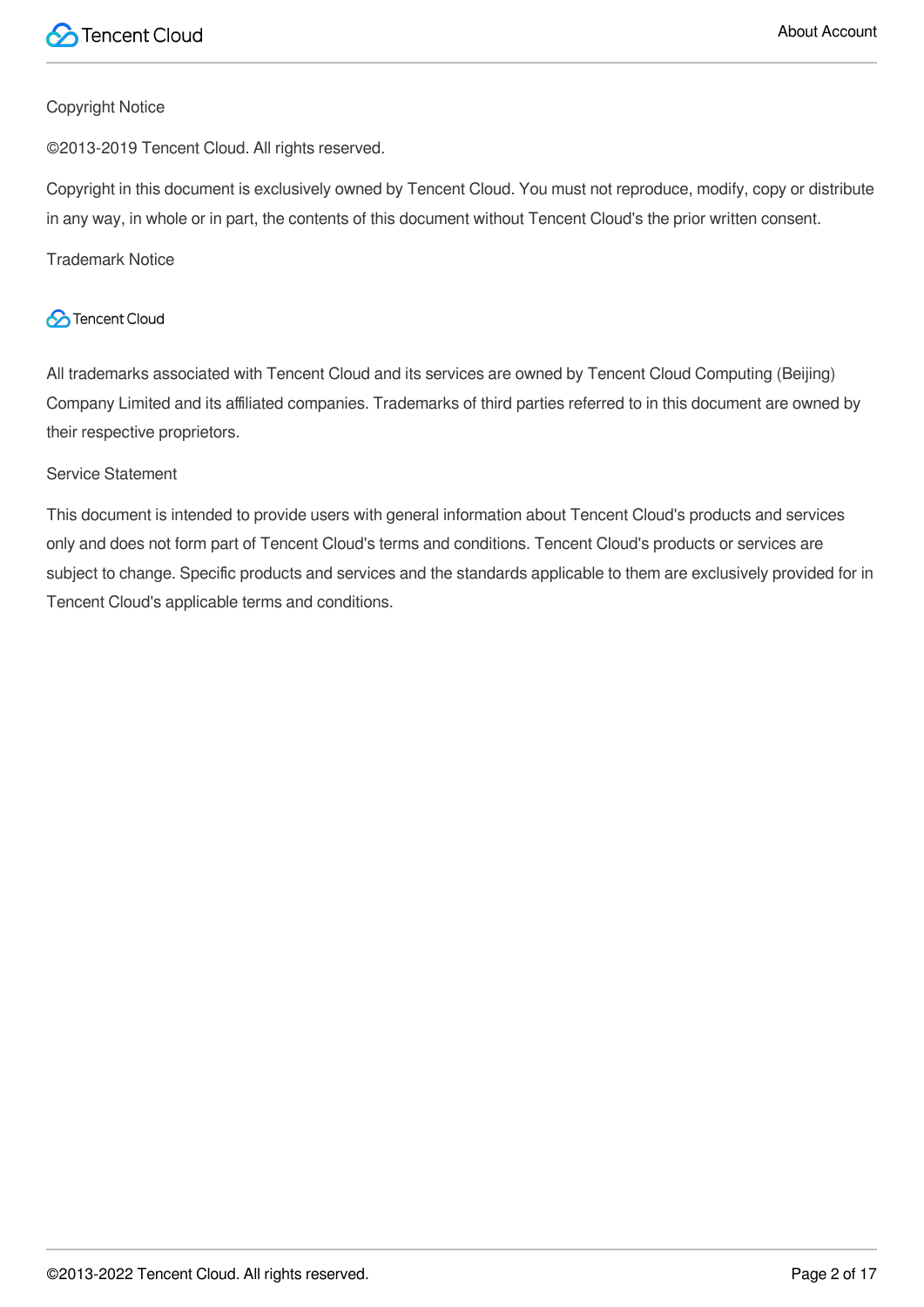Copyright Notice

©2013-2019 Tencent Cloud. All rights reserved.

Copyright in this document is exclusively owned by Tencent Cloud. You must not reproduce, modify, copy or distribute in any way, in whole or in part, the contents of this document without Tencent Cloud's the prior written consent.

Trademark Notice

Tencent Cloud

All trademarks associated with Tencent Cloud and its services are owned by Tencent Cloud Computing (Beijing) Company Limited and its affiliated companies. Trademarks of third parties referred to in this document are owned by their respective proprietors.

Service Statement

This document is intended to provide users with general information about Tencent Cloud's products and services only and does not form part of Tencent Cloud's terms and conditions. Tencent Cloud's products or services are subject to change. Specific products and services and the standards applicable to them are exclusively provided for in Tencent Cloud's applicable terms and conditions.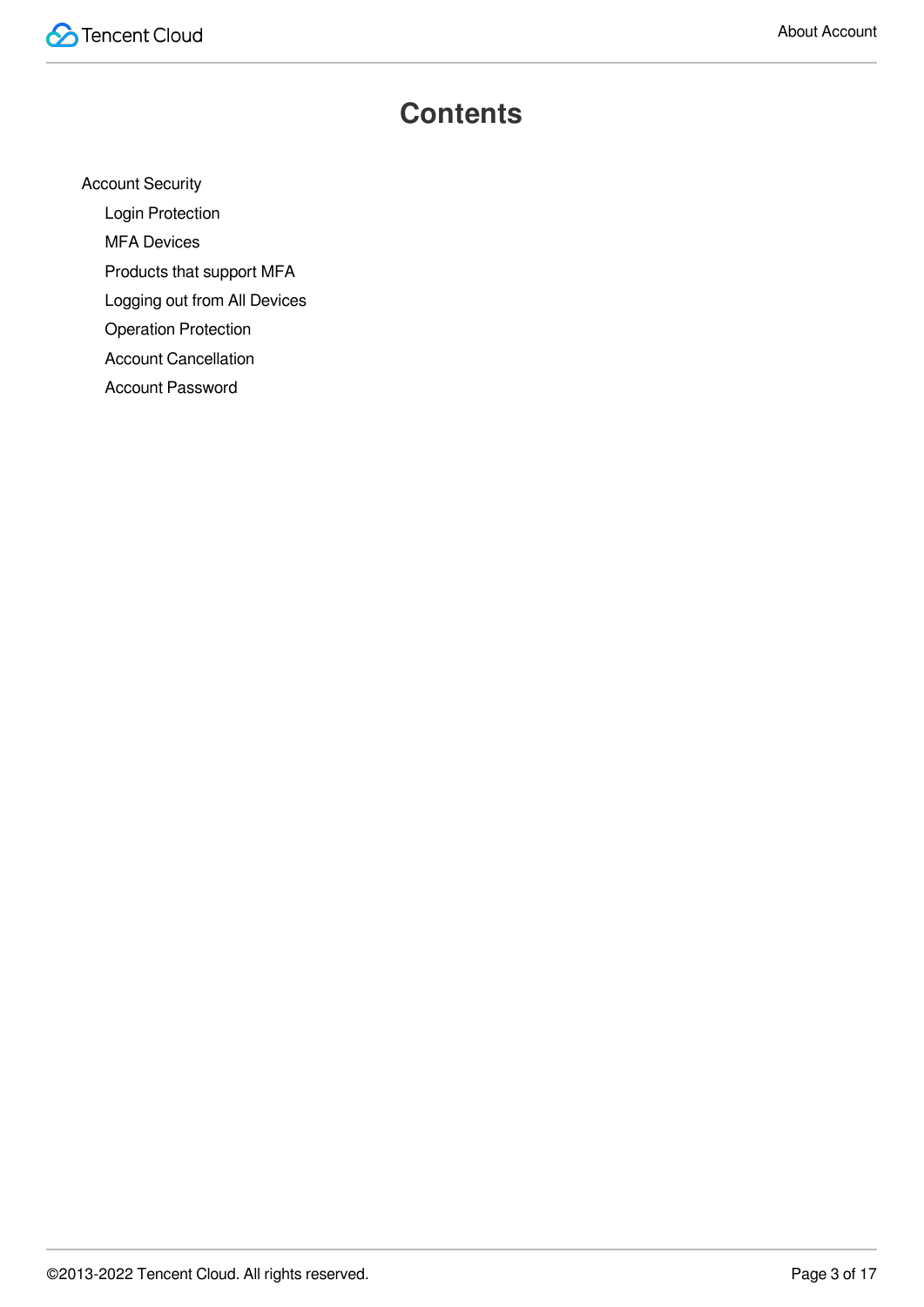# Contents

- Account Security
  - Login Protection
  - MFA Devices
  - Products that support MFA
  - Logging out from All Devices
  - Operation Protection
  - Account Cancellation
  - Account Password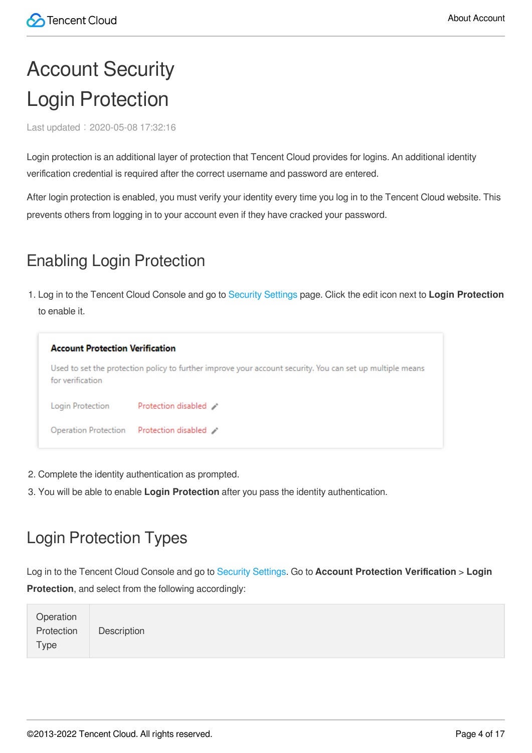# Account Security

# Login Protection

Last updated：2020-05-08 17:32:16

Login protection is an additional layer of protection that Tencent Cloud provides for logins. An additional identity verification credential is required after the correct username and password are entered.

After login protection is enabled, you must verify your identity every time you log in to the Tencent Cloud website. This prevents others from logging in to your account even if they have cracked your password.

## Enabling Login Protection

1. Log in to the Tencent Cloud Console and go to Security Settings page. Click the edit icon next to **Login Protection** to enable it.

   **Account Protection Verification**

   Used to set the protection policy to further improve your account security. You can set up multiple means for verification

   Login Protection　Protection disabled

   Operation Protection　Protection disabled

2. Complete the identity authentication as prompted.
3. You will be able to enable **Login Protection** after you pass the identity authentication.

## Login Protection Types

Log in to the Tencent Cloud Console and go to Security Settings. Go to **Account Protection Verification** > **Login Protection**, and select from the following accordingly:

| Operation Protection Type | Description |
| --- | --- |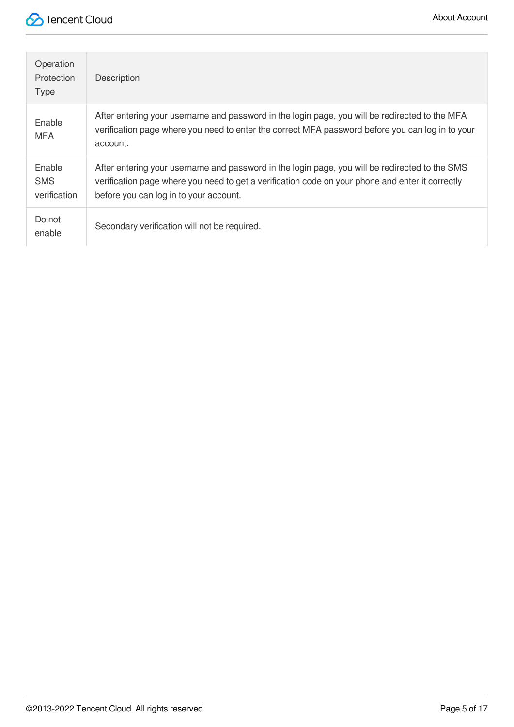| Operation Protection Type | Description |
| --- | --- |
| Enable MFA | After entering your username and password in the login page, you will be redirected to the MFA verification page where you need to enter the correct MFA password before you can log in to your account. |
| Enable SMS verification | After entering your username and password in the login page, you will be redirected to the SMS verification page where you need to get a verification code on your phone and enter it correctly before you can log in to your account. |
| Do not enable | Secondary verification will not be required. |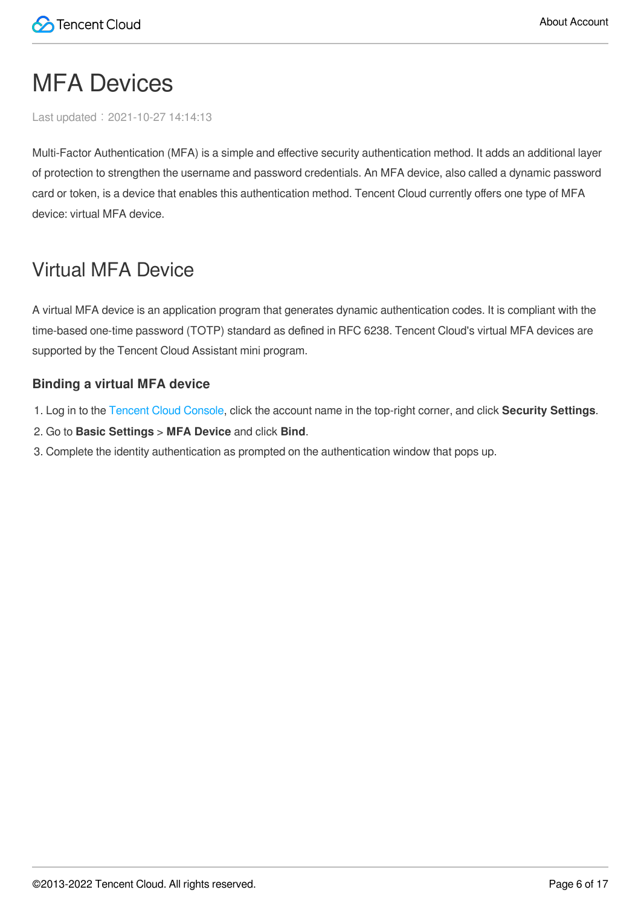# MFA Devices

Last updated：2021-10-27 14:14:13

Multi-Factor Authentication (MFA) is a simple and effective security authentication method. It adds an additional layer of protection to strengthen the username and password credentials. An MFA device, also called a dynamic password card or token, is a device that enables this authentication method. Tencent Cloud currently offers one type of MFA device: virtual MFA device.

## Virtual MFA Device

A virtual MFA device is an application program that generates dynamic authentication codes. It is compliant with the time-based one-time password (TOTP) standard as defined in RFC 6238. Tencent Cloud's virtual MFA devices are supported by the Tencent Cloud Assistant mini program.

### Binding a virtual MFA device

1. Log in to the Tencent Cloud Console, click the account name in the top-right corner, and click **Security Settings**.
2. Go to **Basic Settings** > **MFA Device** and click **Bind**.
3. Complete the identity authentication as prompted on the authentication window that pops up.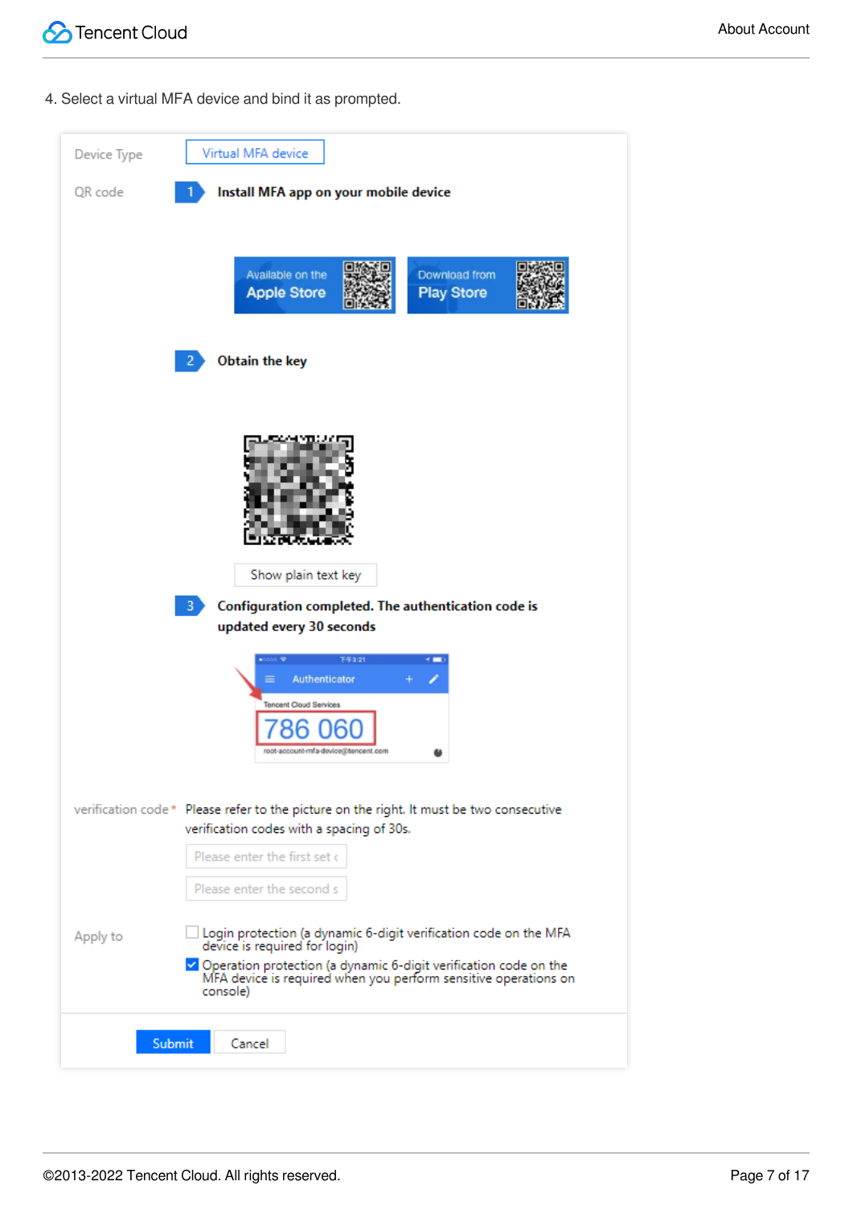4. Select a virtual MFA device and bind it as prompted.

Device Type: Virtual MFA device

QR code

1. Install MFA app on your mobile device

Available on the Apple Store | Download from Play Store

2. Obtain the key

Show plain text key

3. Configuration completed. The authentication code is updated every 30 seconds

Authenticator

Tencent Cloud Services

786 060

root-account-mfa-device@tencent.com

verification code * Please refer to the picture on the right. It must be two consecutive verification codes with a spacing of 30s.

Please enter the first set c

Please enter the second s

Apply to

- [ ] Login protection (a dynamic 6-digit verification code on the MFA device is required for login)
- [x] Operation protection (a dynamic 6-digit verification code on the MFA device is required when you perform sensitive operations on console)

Submit | Cancel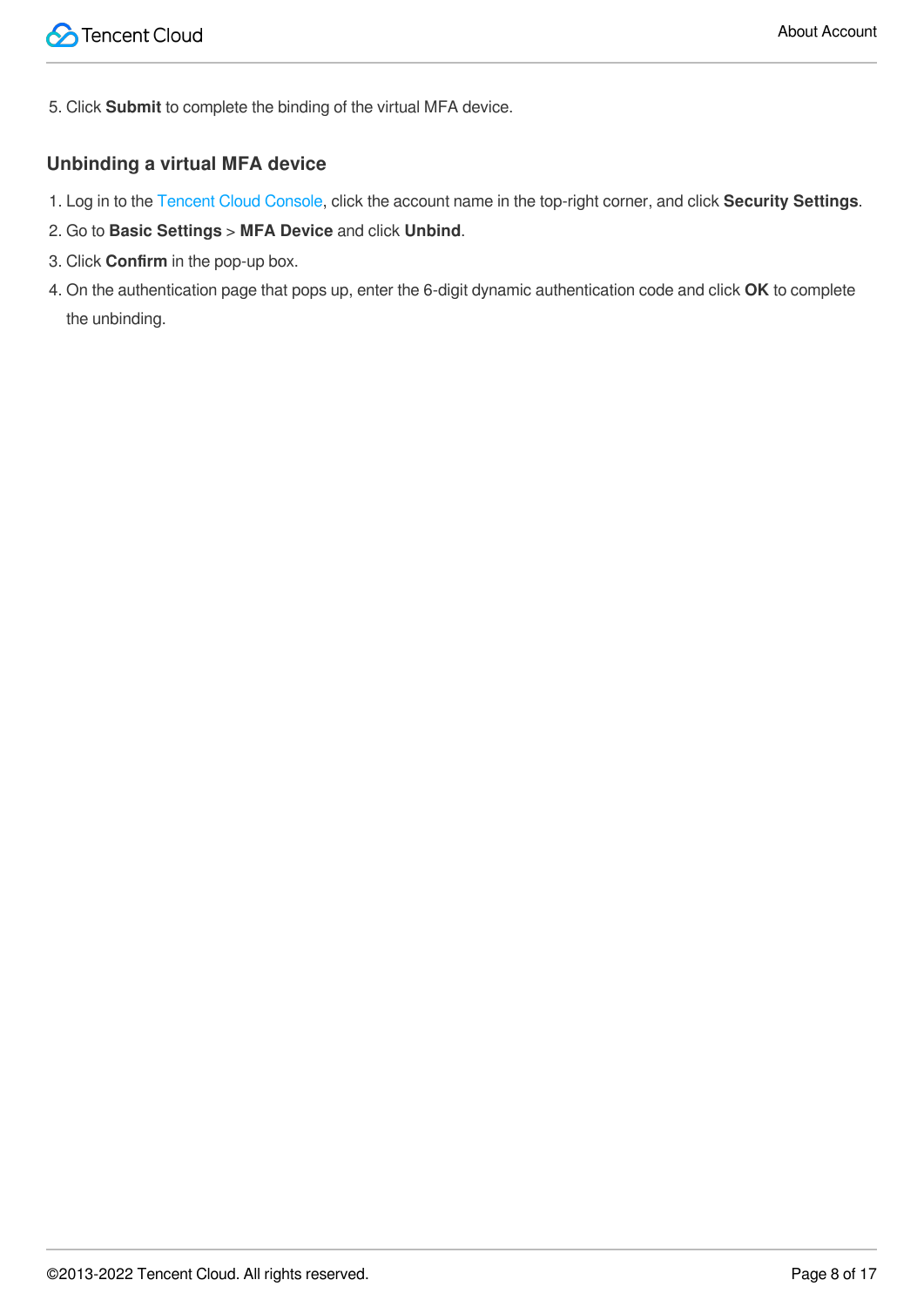5. Click **Submit** to complete the binding of the virtual MFA device.

## Unbinding a virtual MFA device

1. Log in to the Tencent Cloud Console, click the account name in the top-right corner, and click **Security Settings**.
2. Go to **Basic Settings** > **MFA Device** and click **Unbind**.
3. Click **Confirm** in the pop-up box.
4. On the authentication page that pops up, enter the 6-digit dynamic authentication code and click **OK** to complete the unbinding.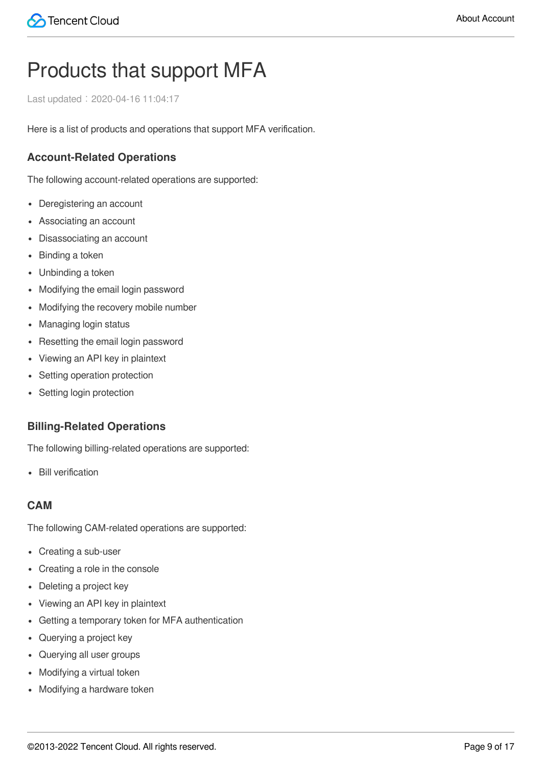# Products that support MFA

Last updated：2020-04-16 11:04:17

Here is a list of products and operations that support MFA verification.

## Account-Related Operations

The following account-related operations are supported:

- Deregistering an account
- Associating an account
- Disassociating an account
- Binding a token
- Unbinding a token
- Modifying the email login password
- Modifying the recovery mobile number
- Managing login status
- Resetting the email login password
- Viewing an API key in plaintext
- Setting operation protection
- Setting login protection

## Billing-Related Operations

The following billing-related operations are supported:

- Bill verification

## CAM

The following CAM-related operations are supported:

- Creating a sub-user
- Creating a role in the console
- Deleting a project key
- Viewing an API key in plaintext
- Getting a temporary token for MFA authentication
- Querying a project key
- Querying all user groups
- Modifying a virtual token
- Modifying a hardware token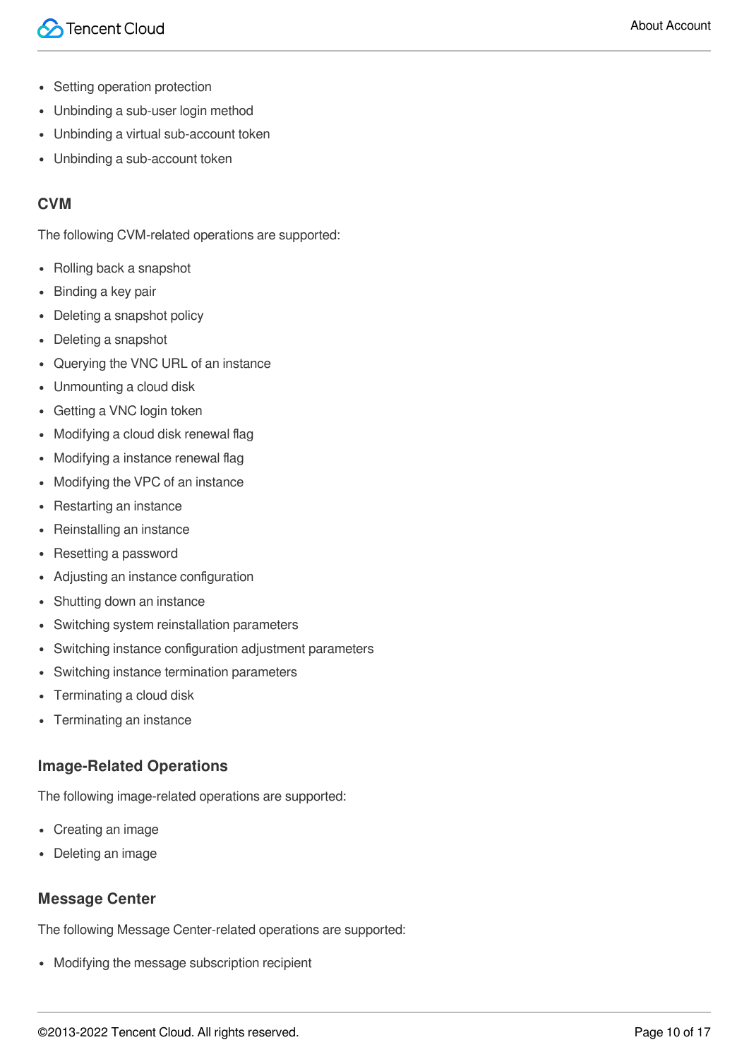- Setting operation protection
- Unbinding a sub-user login method
- Unbinding a virtual sub-account token
- Unbinding a sub-account token

### CVM

The following CVM-related operations are supported:

- Rolling back a snapshot
- Binding a key pair
- Deleting a snapshot policy
- Deleting a snapshot
- Querying the VNC URL of an instance
- Unmounting a cloud disk
- Getting a VNC login token
- Modifying a cloud disk renewal flag
- Modifying a instance renewal flag
- Modifying the VPC of an instance
- Restarting an instance
- Reinstalling an instance
- Resetting a password
- Adjusting an instance configuration
- Shutting down an instance
- Switching system reinstallation parameters
- Switching instance configuration adjustment parameters
- Switching instance termination parameters
- Terminating a cloud disk
- Terminating an instance

### Image-Related Operations

The following image-related operations are supported:

- Creating an image
- Deleting an image

### Message Center

The following Message Center-related operations are supported:

- Modifying the message subscription recipient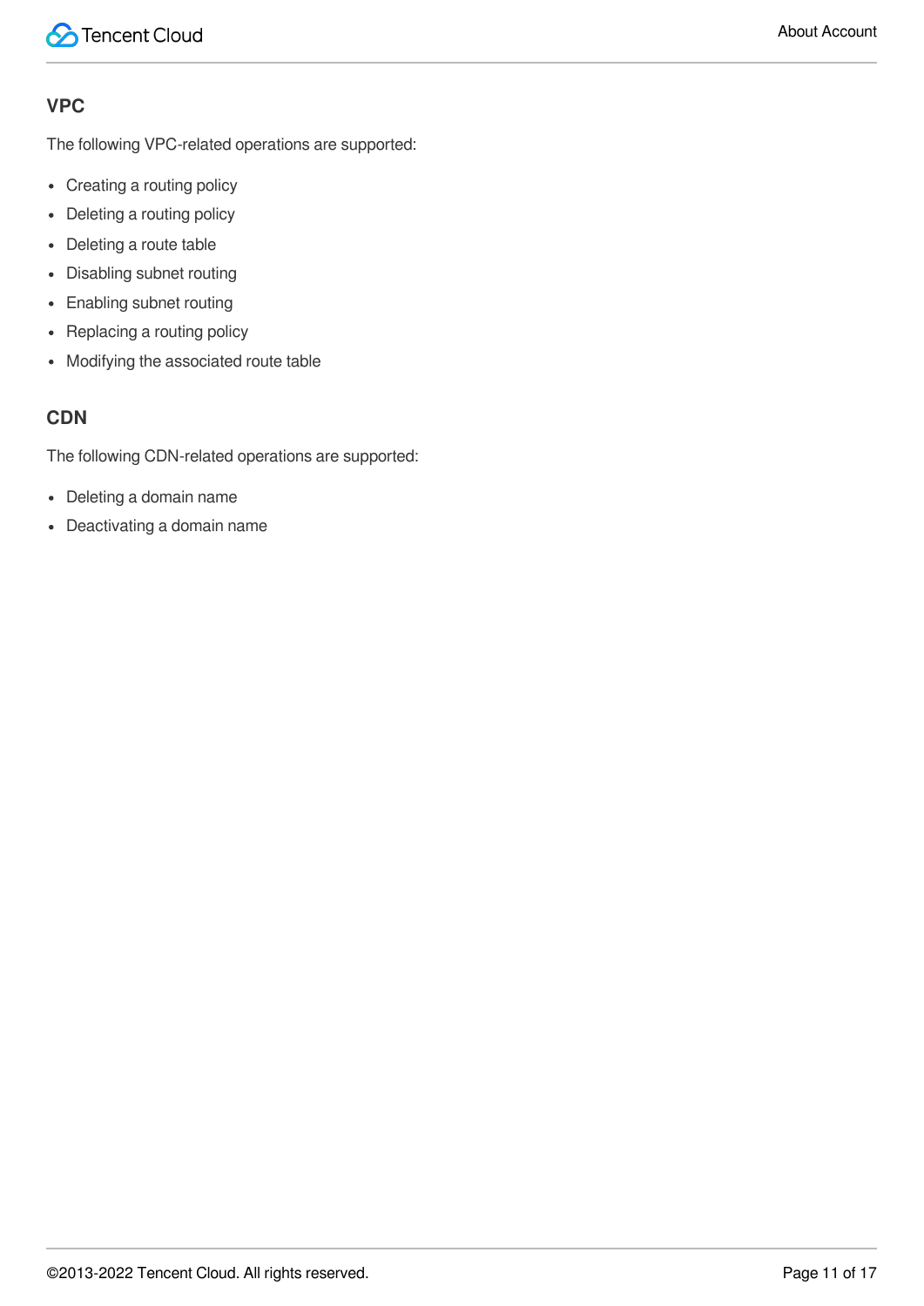### VPC

The following VPC-related operations are supported:

- Creating a routing policy
- Deleting a routing policy
- Deleting a route table
- Disabling subnet routing
- Enabling subnet routing
- Replacing a routing policy
- Modifying the associated route table

### CDN

The following CDN-related operations are supported:

- Deleting a domain name
- Deactivating a domain name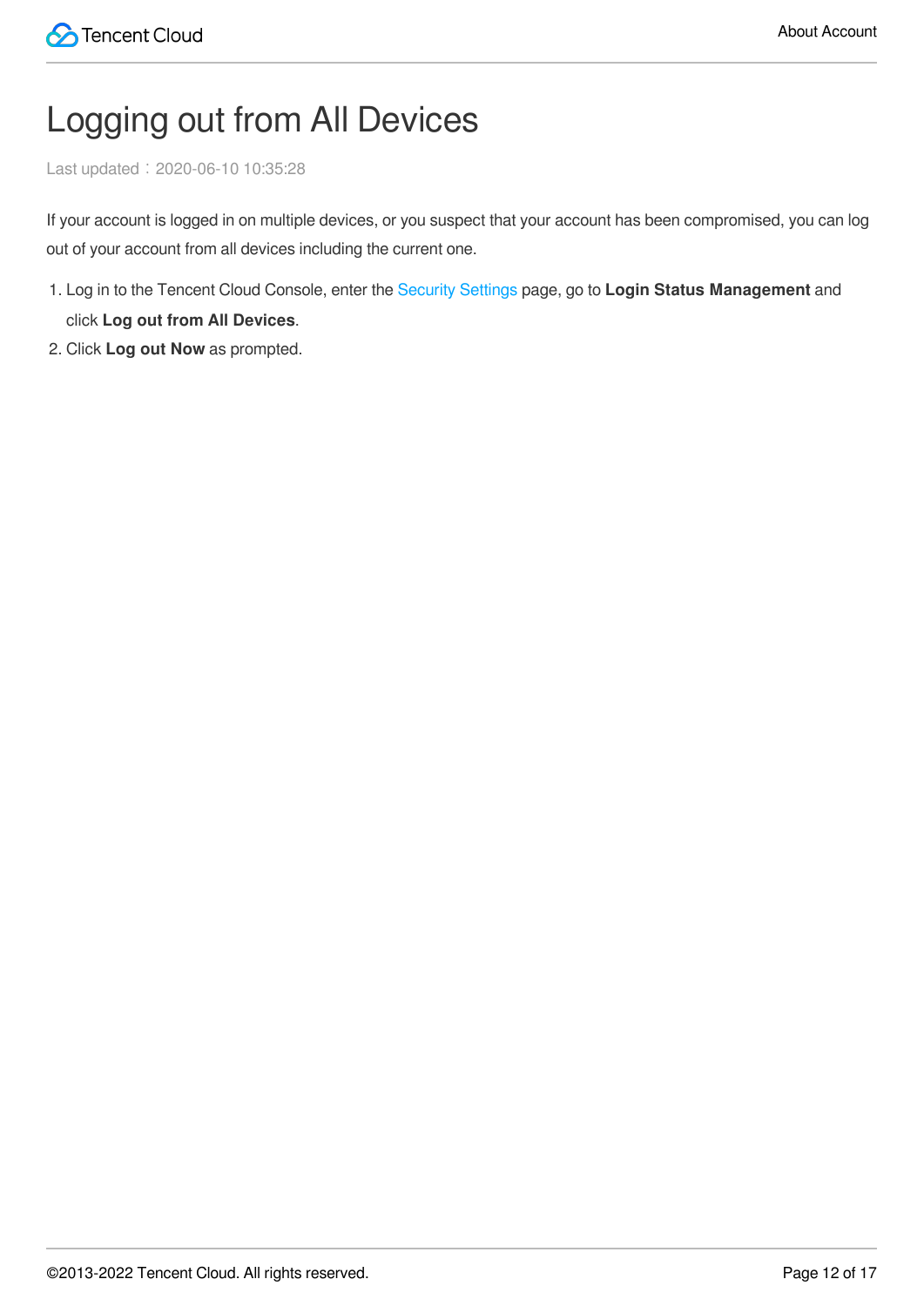# Logging out from All Devices

Last updated：2020-06-10 10:35:28

If your account is logged in on multiple devices, or you suspect that your account has been compromised, you can log out of your account from all devices including the current one.

1. Log in to the Tencent Cloud Console, enter the Security Settings page, go to **Login Status Management** and click **Log out from All Devices**.
2. Click **Log out Now** as prompted.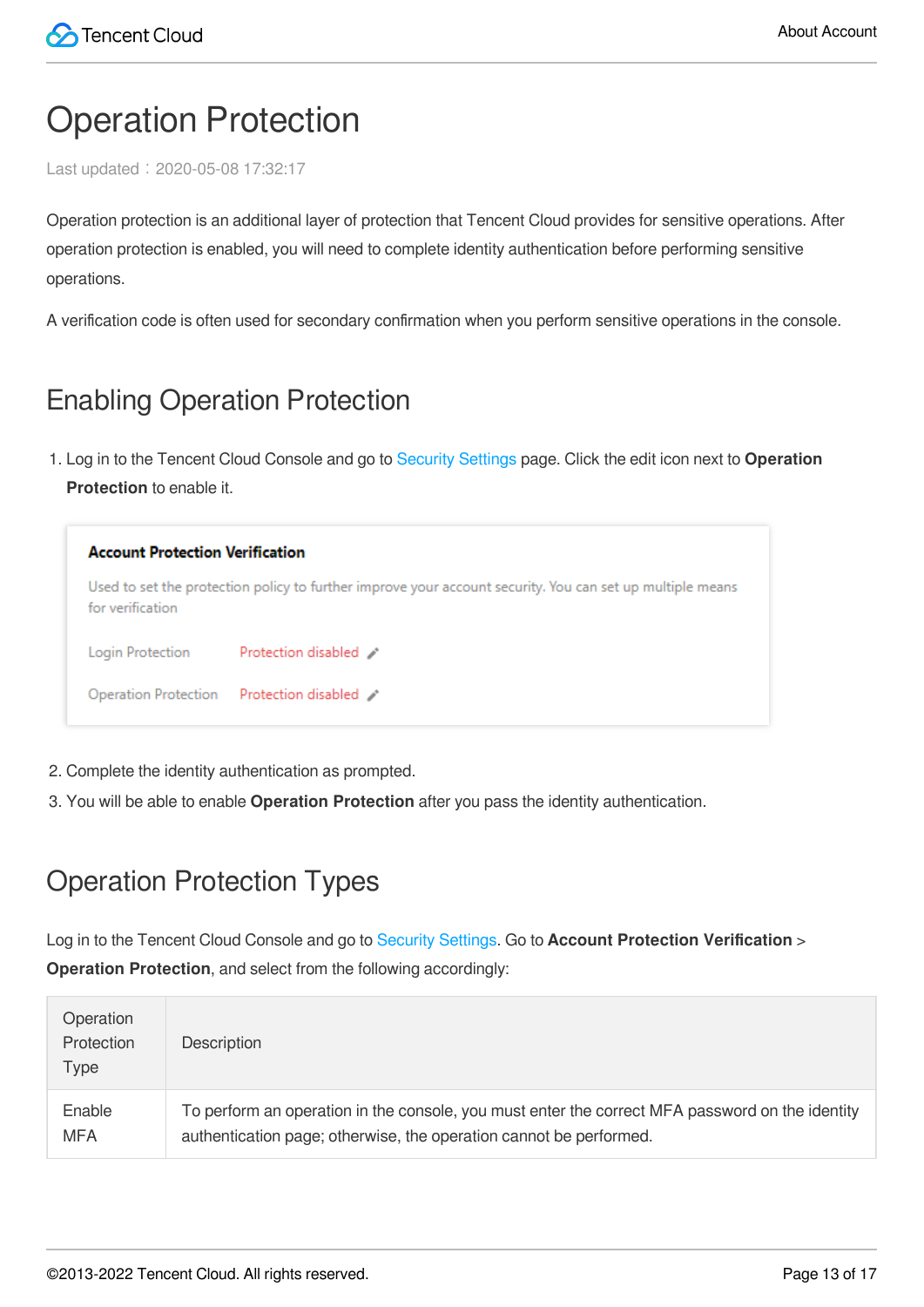# Operation Protection

Last updated：2020-05-08 17:32:17

Operation protection is an additional layer of protection that Tencent Cloud provides for sensitive operations. After operation protection is enabled, you will need to complete identity authentication before performing sensitive operations.

A verification code is often used for secondary confirmation when you perform sensitive operations in the console.

## Enabling Operation Protection

1. Log in to the Tencent Cloud Console and go to Security Settings page. Click the edit icon next to **Operation Protection** to enable it.

**Account Protection Verification**

Used to set the protection policy to further improve your account security. You can set up multiple means for verification

| | |
|---|---|
| Login Protection | Protection disabled |
| Operation Protection | Protection disabled |

2. Complete the identity authentication as prompted.
3. You will be able to enable **Operation Protection** after you pass the identity authentication.

## Operation Protection Types

Log in to the Tencent Cloud Console and go to Security Settings. Go to **Account Protection Verification** > **Operation Protection**, and select from the following accordingly:

| Operation Protection Type | Description |
| --- | --- |
| Enable MFA | To perform an operation in the console, you must enter the correct MFA password on the identity authentication page; otherwise, the operation cannot be performed. |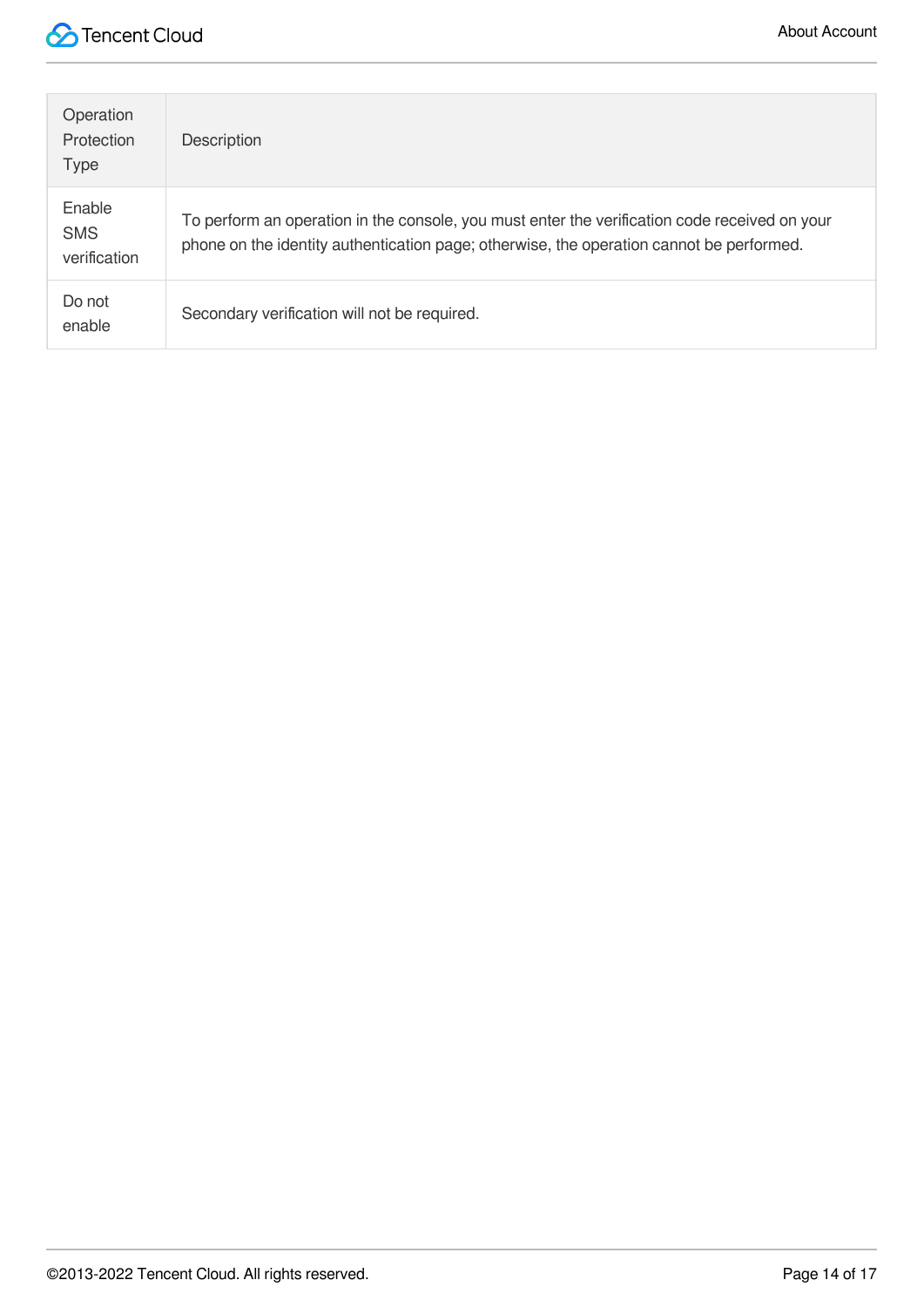| Operation Protection Type | Description |
| --- | --- |
| Enable SMS verification | To perform an operation in the console, you must enter the verification code received on your phone on the identity authentication page; otherwise, the operation cannot be performed. |
| Do not enable | Secondary verification will not be required. |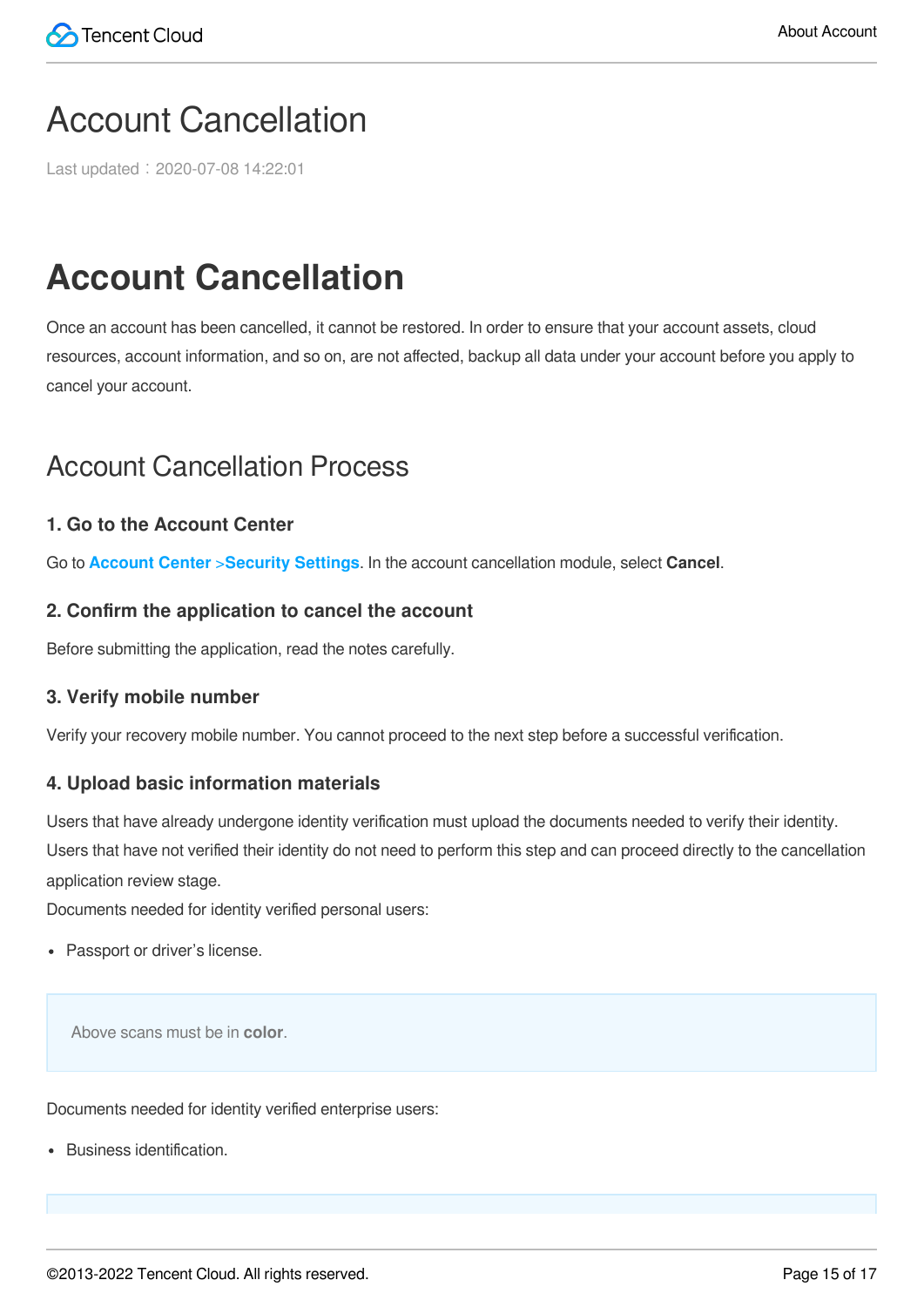# Account Cancellation

Last updated：2020-07-08 14:22:01

# Account Cancellation

Once an account has been cancelled, it cannot be restored. In order to ensure that your account assets, cloud resources, account information, and so on, are not affected, backup all data under your account before you apply to cancel your account.

## Account Cancellation Process

### 1. Go to the Account Center

Go to **Account Center** >**Security Settings**. In the account cancellation module, select **Cancel**.

### 2. Confirm the application to cancel the account

Before submitting the application, read the notes carefully.

### 3. Verify mobile number

Verify your recovery mobile number. You cannot proceed to the next step before a successful verification.

### 4. Upload basic information materials

Users that have already undergone identity verification must upload the documents needed to verify their identity. Users that have not verified their identity do not need to perform this step and can proceed directly to the cancellation application review stage.

Documents needed for identity verified personal users:

- Passport or driver's license.

> Above scans must be in **color**.

Documents needed for identity verified enterprise users:

- Business identification.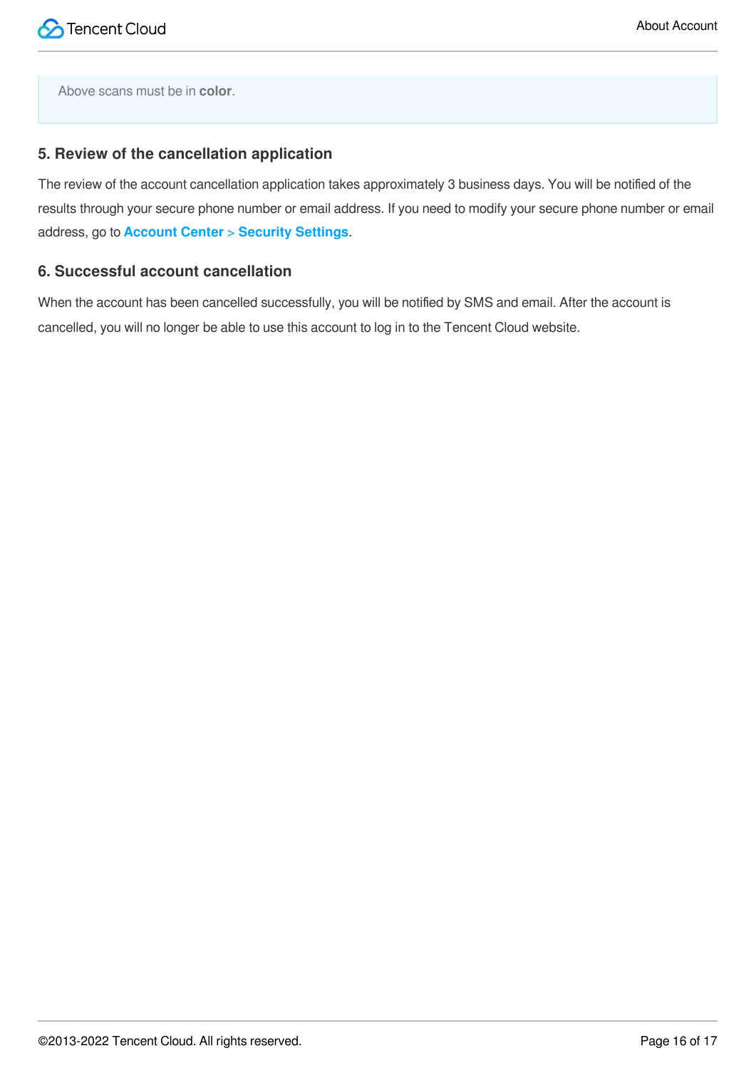Above scans must be in **color**.

### 5. Review of the cancellation application

The review of the account cancellation application takes approximately 3 business days. You will be notified of the results through your secure phone number or email address. If you need to modify your secure phone number or email address, go to **Account Center** > **Security Settings**.

### 6. Successful account cancellation

When the account has been cancelled successfully, you will be notified by SMS and email. After the account is cancelled, you will no longer be able to use this account to log in to the Tencent Cloud website.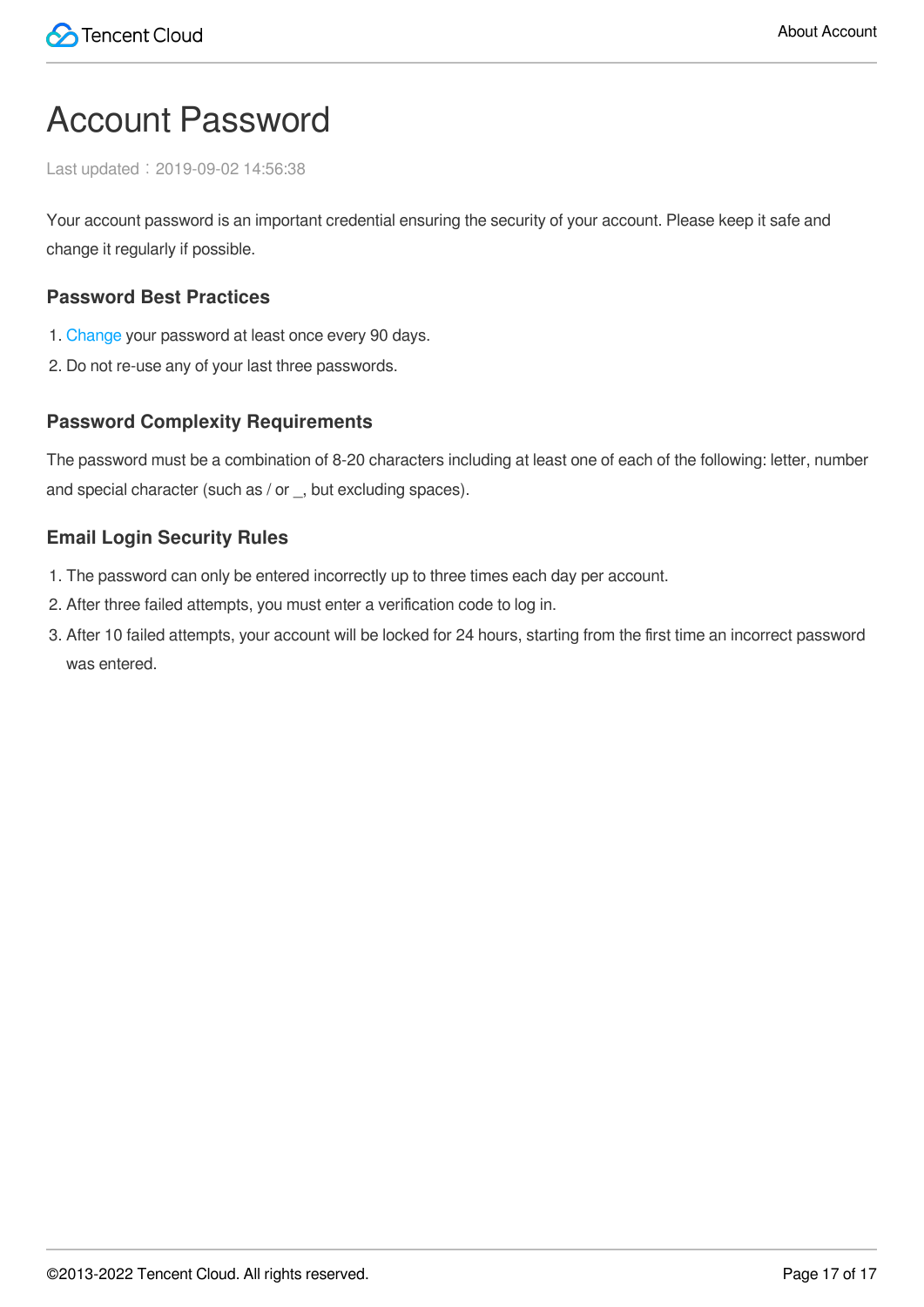# Account Password

Last updated：2019-09-02 14:56:38

Your account password is an important credential ensuring the security of your account. Please keep it safe and change it regularly if possible.

### Password Best Practices

1. Change your password at least once every 90 days.
2. Do not re-use any of your last three passwords.

### Password Complexity Requirements

The password must be a combination of 8-20 characters including at least one of each of the following: letter, number and special character (such as / or _, but excluding spaces).

### Email Login Security Rules

1. The password can only be entered incorrectly up to three times each day per account.
2. After three failed attempts, you must enter a verification code to log in.
3. After 10 failed attempts, your account will be locked for 24 hours, starting from the first time an incorrect password was entered.